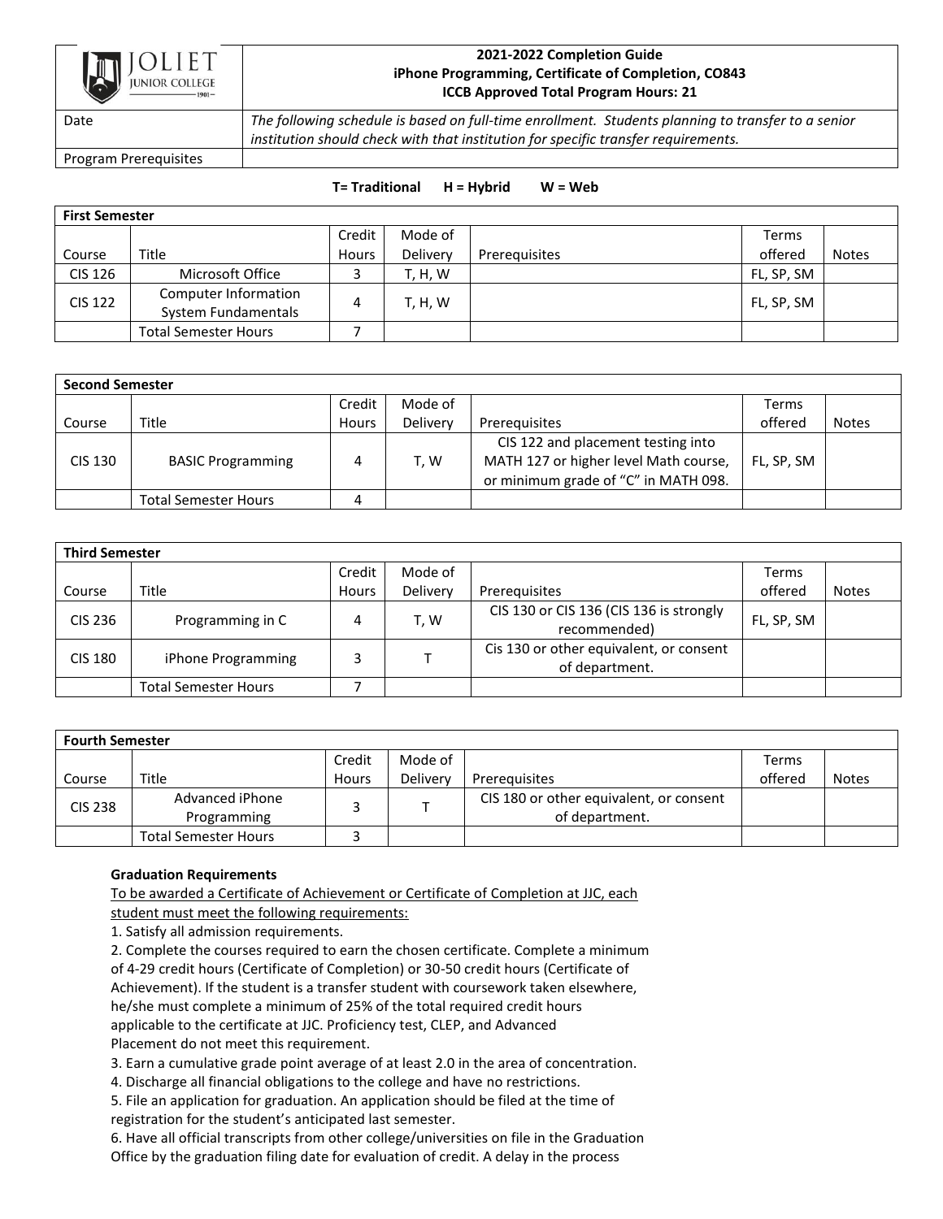JOLIET JUNIOR COLLEGE 1901

| | **2021-2022 Completion Guide**<br>**iPhone Programming, Certificate of Completion, CO843**<br>**ICCB Approved Total Program Hours: 21** |
|---|---|
| Date | *The following schedule is based on full-time enrollment. Students planning to transfer to a senior institution should check with that institution for specific transfer requirements.* |
| Program Prerequisites | |

**T= Traditional H = Hybrid W = Web**

| **First Semester** | | | | | | |
|---|---|---|---|---|---|---|
| Course | Title | Credit Hours | Mode of Delivery | Prerequisites | Terms offered | Notes |
| CIS 126 | Microsoft Office | 3 | T, H, W | | FL, SP, SM | |
| CIS 122 | Computer Information System Fundamentals | 4 | T, H, W | | FL, SP, SM | |
| | Total Semester Hours | 7 | | | | |

| **Second Semester** | | | | | | |
|---|---|---|---|---|---|---|
| Course | Title | Credit Hours | Mode of Delivery | Prerequisites | Terms offered | Notes |
| CIS 130 | BASIC Programming | 4 | T, W | CIS 122 and placement testing into MATH 127 or higher level Math course, or minimum grade of "C" in MATH 098. | FL, SP, SM | |
| | Total Semester Hours | 4 | | | | |

| **Third Semester** | | | | | | |
|---|---|---|---|---|---|---|
| Course | Title | Credit Hours | Mode of Delivery | Prerequisites | Terms offered | Notes |
| CIS 236 | Programming in C | 4 | T, W | CIS 130 or CIS 136 (CIS 136 is strongly recommended) | FL, SP, SM | |
| CIS 180 | iPhone Programming | 3 | T | Cis 130 or other equivalent, or consent of department. | | |
| | Total Semester Hours | 7 | | | | |

| **Fourth Semester** | | | | | | |
|---|---|---|---|---|---|---|
| Course | Title | Credit Hours | Mode of Delivery | Prerequisites | Terms offered | Notes |
| CIS 238 | Advanced iPhone Programming | 3 | T | CIS 180 or other equivalent, or consent of department. | | |
| | Total Semester Hours | 3 | | | | |

**Graduation Requirements**

To be awarded a Certificate of Achievement or Certificate of Completion at JJC, each student must meet the following requirements:

1. Satisfy all admission requirements.
2. Complete the courses required to earn the chosen certificate. Complete a minimum of 4-29 credit hours (Certificate of Completion) or 30-50 credit hours (Certificate of Achievement). If the student is a transfer student with coursework taken elsewhere, he/she must complete a minimum of 25% of the total required credit hours applicable to the certificate at JJC. Proficiency test, CLEP, and Advanced Placement do not meet this requirement.
3. Earn a cumulative grade point average of at least 2.0 in the area of concentration.
4. Discharge all financial obligations to the college and have no restrictions.
5. File an application for graduation. An application should be filed at the time of registration for the student's anticipated last semester.
6. Have all official transcripts from other college/universities on file in the Graduation Office by the graduation filing date for evaluation of credit. A delay in the process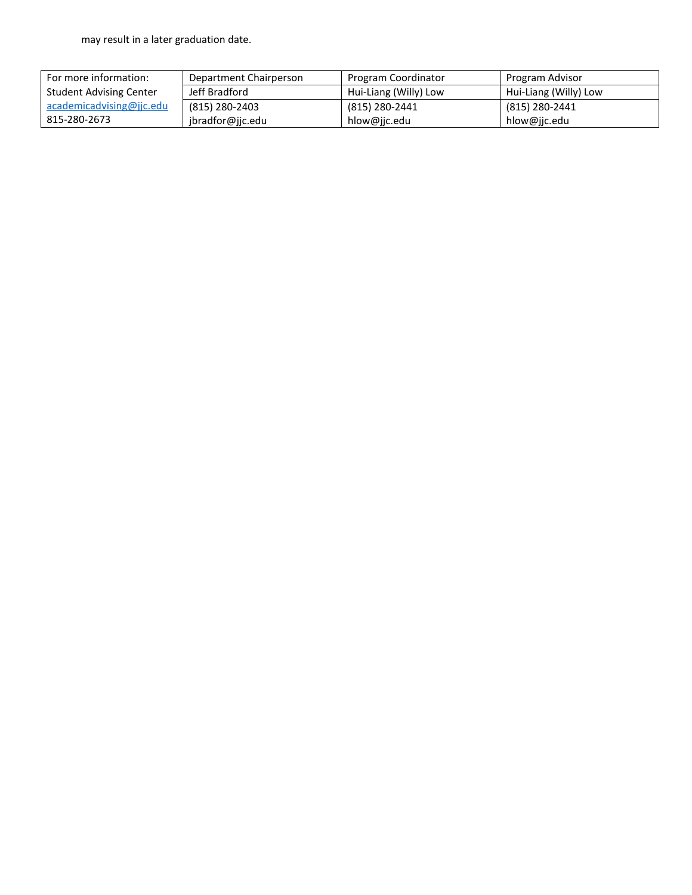may result in a later graduation date.

| | | | |
|---|---|---|---|
| For more information: | Department Chairperson | Program Coordinator | Program Advisor |
| Student Advising Center | Jeff Bradford | Hui-Liang (Willy) Low | Hui-Liang (Willy) Low |
| academicadvising@jjc.edu | (815) 280-2403 | (815) 280-2441 | (815) 280-2441 |
| 815-280-2673 | jbradfor@jjc.edu | hlow@jjc.edu | hlow@jjc.edu |